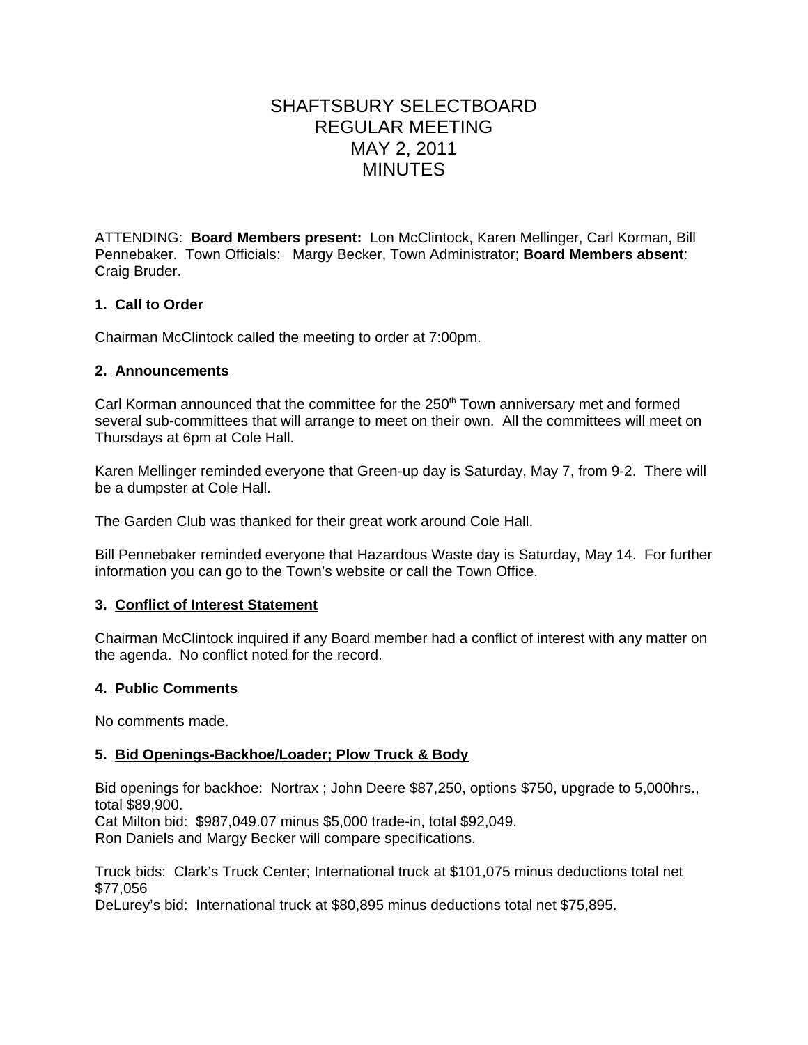# SHAFTSBURY SELECTBOARD
# REGULAR MEETING
# MAY 2, 2011
# MINUTES

ATTENDING: **Board Members present:** Lon McClintock, Karen Mellinger, Carl Korman, Bill Pennebaker. Town Officials: Margy Becker, Town Administrator; **Board Members absent**: Craig Bruder.

### 1. Call to Order

Chairman McClintock called the meeting to order at 7:00pm.

### 2. Announcements

Carl Korman announced that the committee for the 250th Town anniversary met and formed several sub-committees that will arrange to meet on their own. All the committees will meet on Thursdays at 6pm at Cole Hall.

Karen Mellinger reminded everyone that Green-up day is Saturday, May 7, from 9-2. There will be a dumpster at Cole Hall.

The Garden Club was thanked for their great work around Cole Hall.

Bill Pennebaker reminded everyone that Hazardous Waste day is Saturday, May 14. For further information you can go to the Town's website or call the Town Office.

### 3. Conflict of Interest Statement

Chairman McClintock inquired if any Board member had a conflict of interest with any matter on the agenda. No conflict noted for the record.

### 4. Public Comments

No comments made.

### 5. Bid Openings-Backhoe/Loader; Plow Truck & Body

Bid openings for backhoe: Nortrax ; John Deere $87,250, options $750, upgrade to 5,000hrs., total $89,900.
Cat Milton bid: $987,049.07 minus $5,000 trade-in, total $92,049.
Ron Daniels and Margy Becker will compare specifications.

Truck bids: Clark's Truck Center; International truck at $101,075 minus deductions total net $77,056
DeLurey's bid: International truck at $80,895 minus deductions total net $75,895.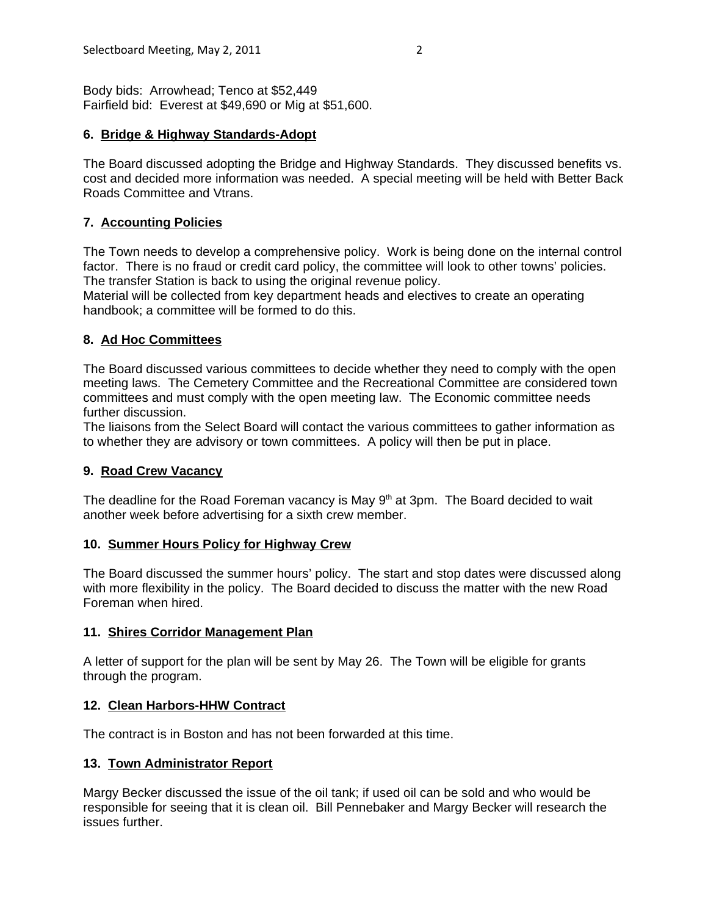Body bids: Arrowhead; Tenco at $52,449
Fairfield bid: Everest at $49,690 or Mig at $51,600.

### 6. Bridge & Highway Standards-Adopt

The Board discussed adopting the Bridge and Highway Standards. They discussed benefits vs. cost and decided more information was needed. A special meeting will be held with Better Back Roads Committee and Vtrans.

### 7. Accounting Policies

The Town needs to develop a comprehensive policy. Work is being done on the internal control factor. There is no fraud or credit card policy, the committee will look to other towns' policies. The transfer Station is back to using the original revenue policy.
Material will be collected from key department heads and electives to create an operating handbook; a committee will be formed to do this.

### 8. Ad Hoc Committees

The Board discussed various committees to decide whether they need to comply with the open meeting laws. The Cemetery Committee and the Recreational Committee are considered town committees and must comply with the open meeting law. The Economic committee needs further discussion.
The liaisons from the Select Board will contact the various committees to gather information as to whether they are advisory or town committees. A policy will then be put in place.

### 9. Road Crew Vacancy

The deadline for the Road Foreman vacancy is May 9th at 3pm. The Board decided to wait another week before advertising for a sixth crew member.

### 10. Summer Hours Policy for Highway Crew

The Board discussed the summer hours' policy. The start and stop dates were discussed along with more flexibility in the policy. The Board decided to discuss the matter with the new Road Foreman when hired.

### 11. Shires Corridor Management Plan

A letter of support for the plan will be sent by May 26. The Town will be eligible for grants through the program.

### 12. Clean Harbors-HHW Contract

The contract is in Boston and has not been forwarded at this time.

### 13. Town Administrator Report

Margy Becker discussed the issue of the oil tank; if used oil can be sold and who would be responsible for seeing that it is clean oil. Bill Pennebaker and Margy Becker will research the issues further.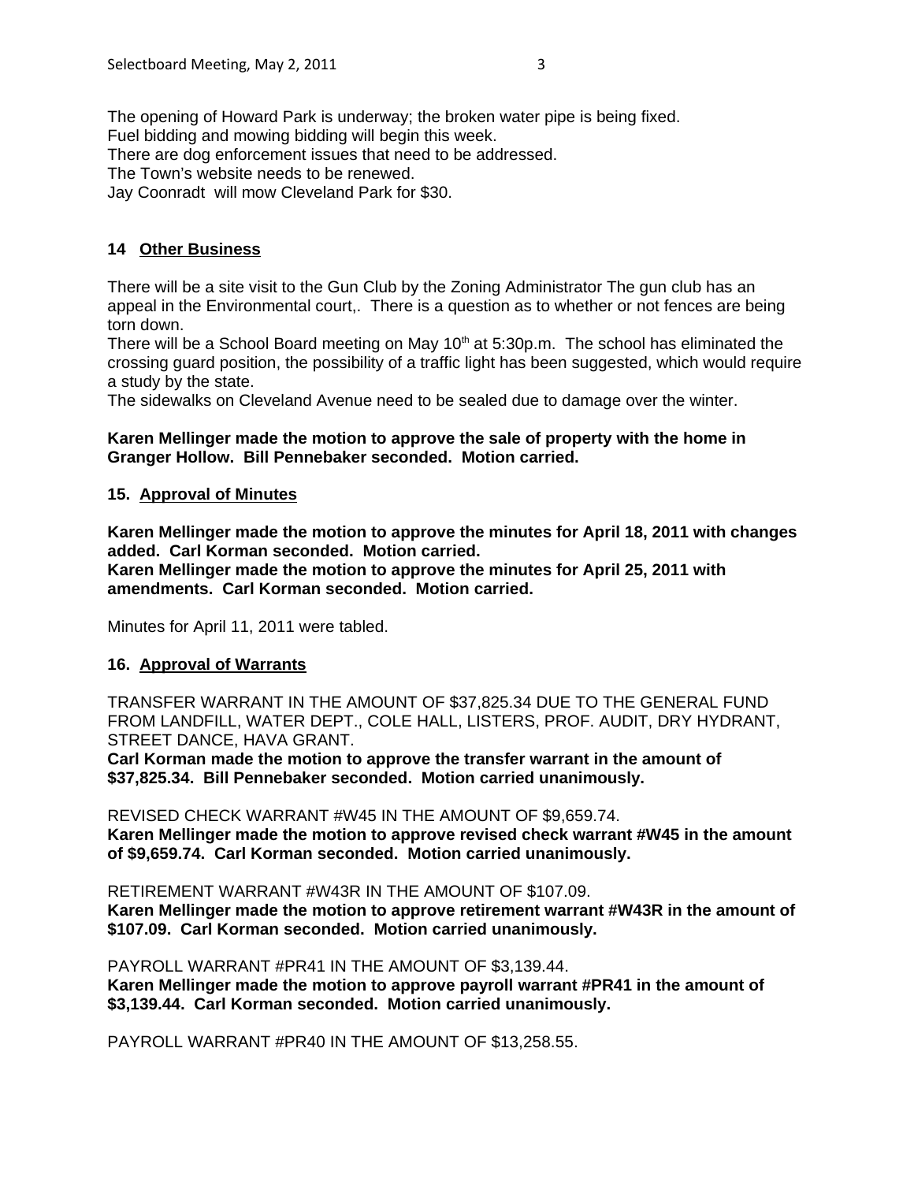The opening of Howard Park is underway; the broken water pipe is being fixed.
Fuel bidding and mowing bidding will begin this week.
There are dog enforcement issues that need to be addressed.
The Town's website needs to be renewed.
Jay Coonradt will mow Cleveland Park for $30.

## 14 Other Business

There will be a site visit to the Gun Club by the Zoning Administrator The gun club has an appeal in the Environmental court,. There is a question as to whether or not fences are being torn down.
There will be a School Board meeting on May 10th at 5:30p.m. The school has eliminated the crossing guard position, the possibility of a traffic light has been suggested, which would require a study by the state.
The sidewalks on Cleveland Avenue need to be sealed due to damage over the winter.

**Karen Mellinger made the motion to approve the sale of property with the home in Granger Hollow. Bill Pennebaker seconded. Motion carried.**

## 15. Approval of Minutes

**Karen Mellinger made the motion to approve the minutes for April 18, 2011 with changes added. Carl Korman seconded. Motion carried.**
**Karen Mellinger made the motion to approve the minutes for April 25, 2011 with amendments. Carl Korman seconded. Motion carried.**

Minutes for April 11, 2011 were tabled.

## 16. Approval of Warrants

TRANSFER WARRANT IN THE AMOUNT OF $37,825.34 DUE TO THE GENERAL FUND FROM LANDFILL, WATER DEPT., COLE HALL, LISTERS, PROF. AUDIT, DRY HYDRANT, STREET DANCE, HAVA GRANT.
**Carl Korman made the motion to approve the transfer warrant in the amount of $37,825.34. Bill Pennebaker seconded. Motion carried unanimously.**

REVISED CHECK WARRANT #W45 IN THE AMOUNT OF $9,659.74.
**Karen Mellinger made the motion to approve revised check warrant #W45 in the amount of $9,659.74. Carl Korman seconded. Motion carried unanimously.**

RETIREMENT WARRANT #W43R IN THE AMOUNT OF $107.09.
**Karen Mellinger made the motion to approve retirement warrant #W43R in the amount of $107.09. Carl Korman seconded. Motion carried unanimously.**

PAYROLL WARRANT #PR41 IN THE AMOUNT OF $3,139.44.
**Karen Mellinger made the motion to approve payroll warrant #PR41 in the amount of $3,139.44. Carl Korman seconded. Motion carried unanimously.**

PAYROLL WARRANT #PR40 IN THE AMOUNT OF $13,258.55.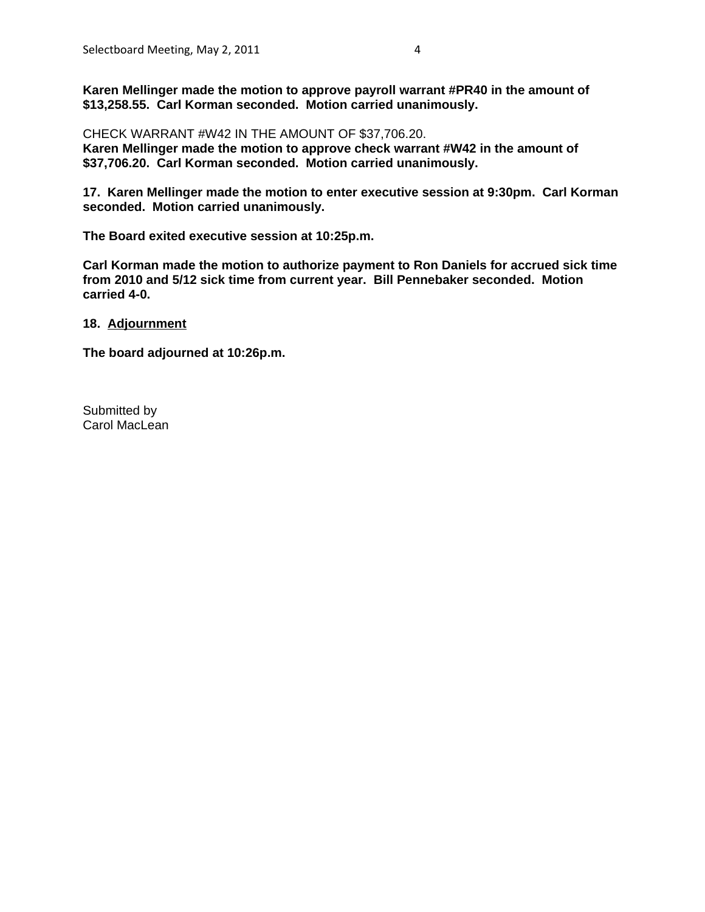**Karen Mellinger made the motion to approve payroll warrant #PR40 in the amount of $13,258.55. Carl Korman seconded. Motion carried unanimously.**

CHECK WARRANT #W42 IN THE AMOUNT OF $37,706.20.

**Karen Mellinger made the motion to approve check warrant #W42 in the amount of $37,706.20. Carl Korman seconded. Motion carried unanimously.**

**17. Karen Mellinger made the motion to enter executive session at 9:30pm. Carl Korman seconded. Motion carried unanimously.**

**The Board exited executive session at 10:25p.m.**

**Carl Korman made the motion to authorize payment to Ron Daniels for accrued sick time from 2010 and 5/12 sick time from current year. Bill Pennebaker seconded. Motion carried 4-0.**

**18. <u>Adjournment</u>**

**The board adjourned at 10:26p.m.**

Submitted by
Carol MacLean